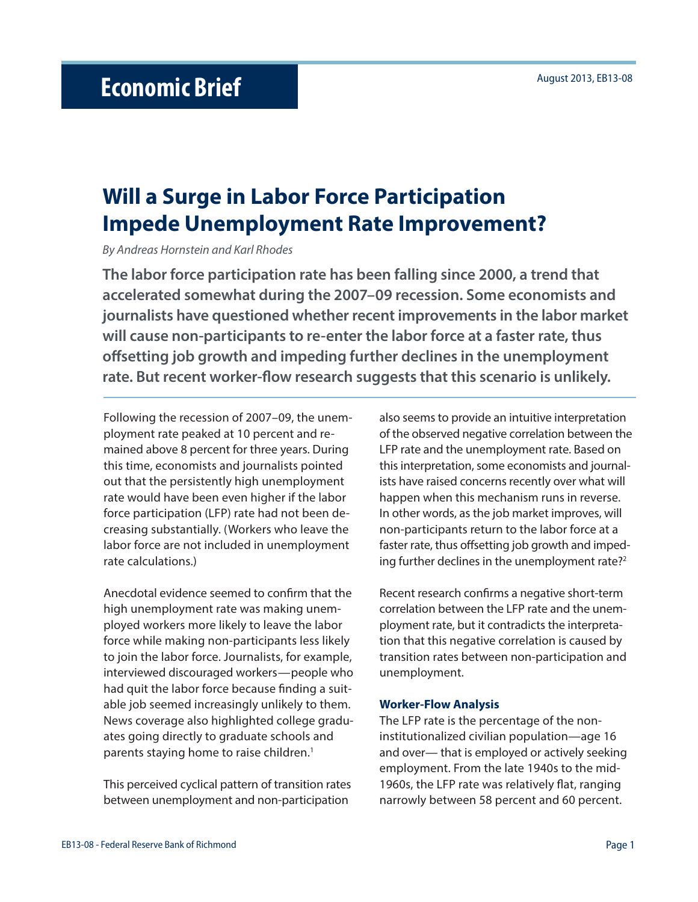**Economic Brief**

August 2013, EB13-08

# Will a Surge in Labor Force Participation Impede Unemployment Rate Improvement?

*By Andreas Hornstein and Karl Rhodes*

**The labor force participation rate has been falling since 2000, a trend that accelerated somewhat during the 2007–09 recession. Some economists and journalists have questioned whether recent improvements in the labor market will cause non-participants to re-enter the labor force at a faster rate, thus offsetting job growth and impeding further declines in the unemployment rate. But recent worker-flow research suggests that this scenario is unlikely.**

Following the recession of 2007–09, the unemployment rate peaked at 10 percent and remained above 8 percent for three years. During this time, economists and journalists pointed out that the persistently high unemployment rate would have been even higher if the labor force participation (LFP) rate had not been decreasing substantially. (Workers who leave the labor force are not included in unemployment rate calculations.)

Anecdotal evidence seemed to confirm that the high unemployment rate was making unemployed workers more likely to leave the labor force while making non-participants less likely to join the labor force. Journalists, for example, interviewed discouraged workers—people who had quit the labor force because finding a suitable job seemed increasingly unlikely to them. News coverage also highlighted college graduates going directly to graduate schools and parents staying home to raise children.[1]

This perceived cyclical pattern of transition rates between unemployment and non-participation also seems to provide an intuitive interpretation of the observed negative correlation between the LFP rate and the unemployment rate. Based on this interpretation, some economists and journalists have raised concerns recently over what will happen when this mechanism runs in reverse. In other words, as the job market improves, will non-participants return to the labor force at a faster rate, thus offsetting job growth and impeding further declines in the unemployment rate?[2]

Recent research confirms a negative short-term correlation between the LFP rate and the unemployment rate, but it contradicts the interpretation that this negative correlation is caused by transition rates between non-participation and unemployment.

### Worker-Flow Analysis

The LFP rate is the percentage of the non-institutionalized civilian population—age 16 and over— that is employed or actively seeking employment. From the late 1940s to the mid-1960s, the LFP rate was relatively flat, ranging narrowly between 58 percent and 60 percent.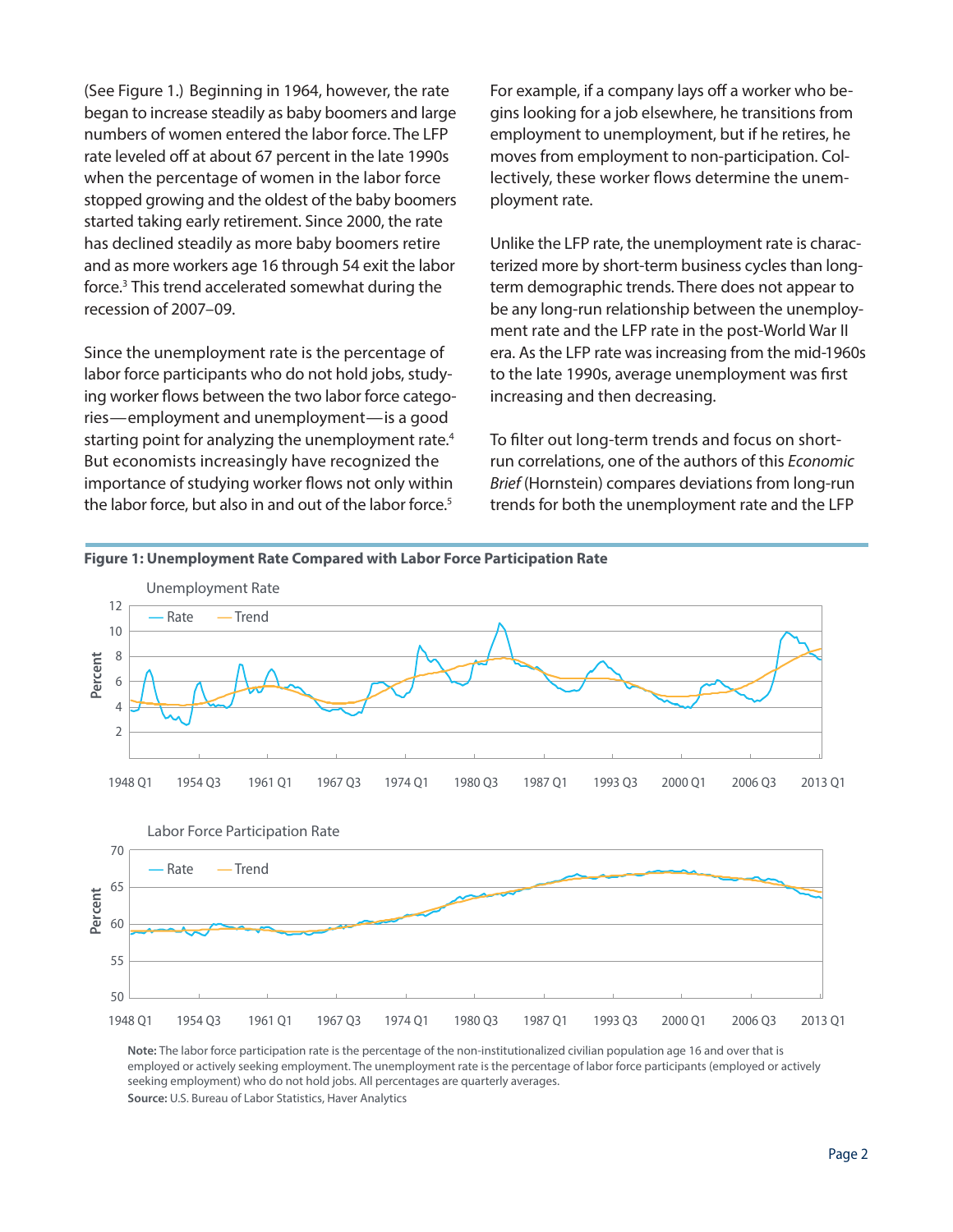(See Figure 1.) Beginning in 1964, however, the rate began to increase steadily as baby boomers and large numbers of women entered the labor force. The LFP rate leveled off at about 67 percent in the late 1990s when the percentage of women in the labor force stopped growing and the oldest of the baby boomers started taking early retirement. Since 2000, the rate has declined steadily as more baby boomers retire and as more workers age 16 through 54 exit the labor force.[3] This trend accelerated somewhat during the recession of 2007–09.

Since the unemployment rate is the percentage of labor force participants who do not hold jobs, studying worker flows between the two labor force categories—employment and unemployment—is a good starting point for analyzing the unemployment rate.[4] But economists increasingly have recognized the importance of studying worker flows not only within the labor force, but also in and out of the labor force.[5] For example, if a company lays off a worker who begins looking for a job elsewhere, he transitions from employment to unemployment, but if he retires, he moves from employment to non-participation. Collectively, these worker flows determine the unemployment rate.

Unlike the LFP rate, the unemployment rate is characterized more by short-term business cycles than long-term demographic trends. There does not appear to be any long-run relationship between the unemployment rate and the LFP rate in the post-World War II era. As the LFP rate was increasing from the mid-1960s to the late 1990s, average unemployment was first increasing and then decreasing.

To filter out long-term trends and focus on short-run correlations, one of the authors of this *Economic Brief* (Hornstein) compares deviations from long-run trends for both the unemployment rate and the LFP

**Figure 1: Unemployment Rate Compared with Labor Force Participation Rate**

**Note:** The labor force participation rate is the percentage of the non-institutionalized civilian population age 16 and over that is employed or actively seeking employment. The unemployment rate is the percentage of labor force participants (employed or actively seeking employment) who do not hold jobs. All percentages are quarterly averages.

**Source:** U.S. Bureau of Labor Statistics, Haver Analytics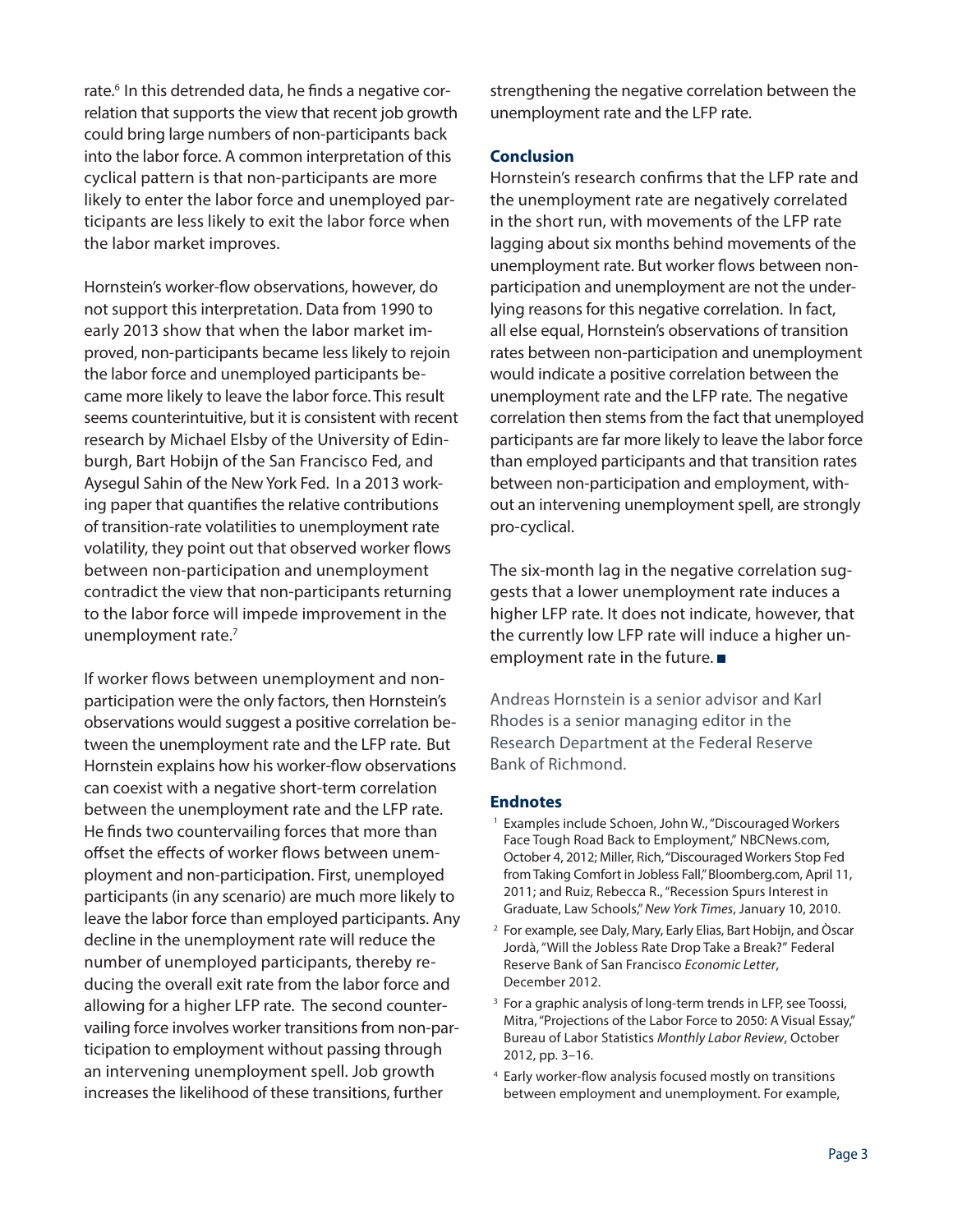rate.[6] In this detrended data, he finds a negative correlation that supports the view that recent job growth could bring large numbers of non-participants back into the labor force. A common interpretation of this cyclical pattern is that non-participants are more likely to enter the labor force and unemployed participants are less likely to exit the labor force when the labor market improves.

Hornstein's worker-flow observations, however, do not support this interpretation. Data from 1990 to early 2013 show that when the labor market improved, non-participants became less likely to rejoin the labor force and unemployed participants became more likely to leave the labor force. This result seems counterintuitive, but it is consistent with recent research by Michael Elsby of the University of Edinburgh, Bart Hobijn of the San Francisco Fed, and Aysegul Sahin of the New York Fed. In a 2013 working paper that quantifies the relative contributions of transition-rate volatilities to unemployment rate volatility, they point out that observed worker flows between non-participation and unemployment contradict the view that non-participants returning to the labor force will impede improvement in the unemployment rate.[7]

If worker flows between unemployment and non-participation were the only factors, then Hornstein's observations would suggest a positive correlation between the unemployment rate and the LFP rate. But Hornstein explains how his worker-flow observations can coexist with a negative short-term correlation between the unemployment rate and the LFP rate. He finds two countervailing forces that more than offset the effects of worker flows between unemployment and non-participation. First, unemployed participants (in any scenario) are much more likely to leave the labor force than employed participants. Any decline in the unemployment rate will reduce the number of unemployed participants, thereby reducing the overall exit rate from the labor force and allowing for a higher LFP rate. The second countervailing force involves worker transitions from non-participation to employment without passing through an intervening unemployment spell. Job growth increases the likelihood of these transitions, further strengthening the negative correlation between the unemployment rate and the LFP rate.

## Conclusion

Hornstein's research confirms that the LFP rate and the unemployment rate are negatively correlated in the short run, with movements of the LFP rate lagging about six months behind movements of the unemployment rate. But worker flows between non-participation and unemployment are not the underlying reasons for this negative correlation. In fact, all else equal, Hornstein's observations of transition rates between non-participation and unemployment would indicate a positive correlation between the unemployment rate and the LFP rate. The negative correlation then stems from the fact that unemployed participants are far more likely to leave the labor force than employed participants and that transition rates between non-participation and employment, without an intervening unemployment spell, are strongly pro-cyclical.

The six-month lag in the negative correlation suggests that a lower unemployment rate induces a higher LFP rate. It does not indicate, however, that the currently low LFP rate will induce a higher unemployment rate in the future. ■

Andreas Hornstein is a senior advisor and Karl Rhodes is a senior managing editor in the Research Department at the Federal Reserve Bank of Richmond.

## Endnotes

1. Examples include Schoen, John W., "Discouraged Workers Face Tough Road Back to Employment," NBCNews.com, October 4, 2012; Miller, Rich, "Discouraged Workers Stop Fed from Taking Comfort in Jobless Fall," Bloomberg.com, April 11, 2011; and Ruiz, Rebecca R., "Recession Spurs Interest in Graduate, Law Schools," *New York Times*, January 10, 2010.
2. For example, see Daly, Mary, Early Elias, Bart Hobijn, and Òscar Jordà, "Will the Jobless Rate Drop Take a Break?" Federal Reserve Bank of San Francisco *Economic Letter*, December 2012.
3. For a graphic analysis of long-term trends in LFP, see Toossi, Mitra, "Projections of the Labor Force to 2050: A Visual Essay," Bureau of Labor Statistics *Monthly Labor Review*, October 2012, pp. 3–16.
4. Early worker-flow analysis focused mostly on transitions between employment and unemployment. For example,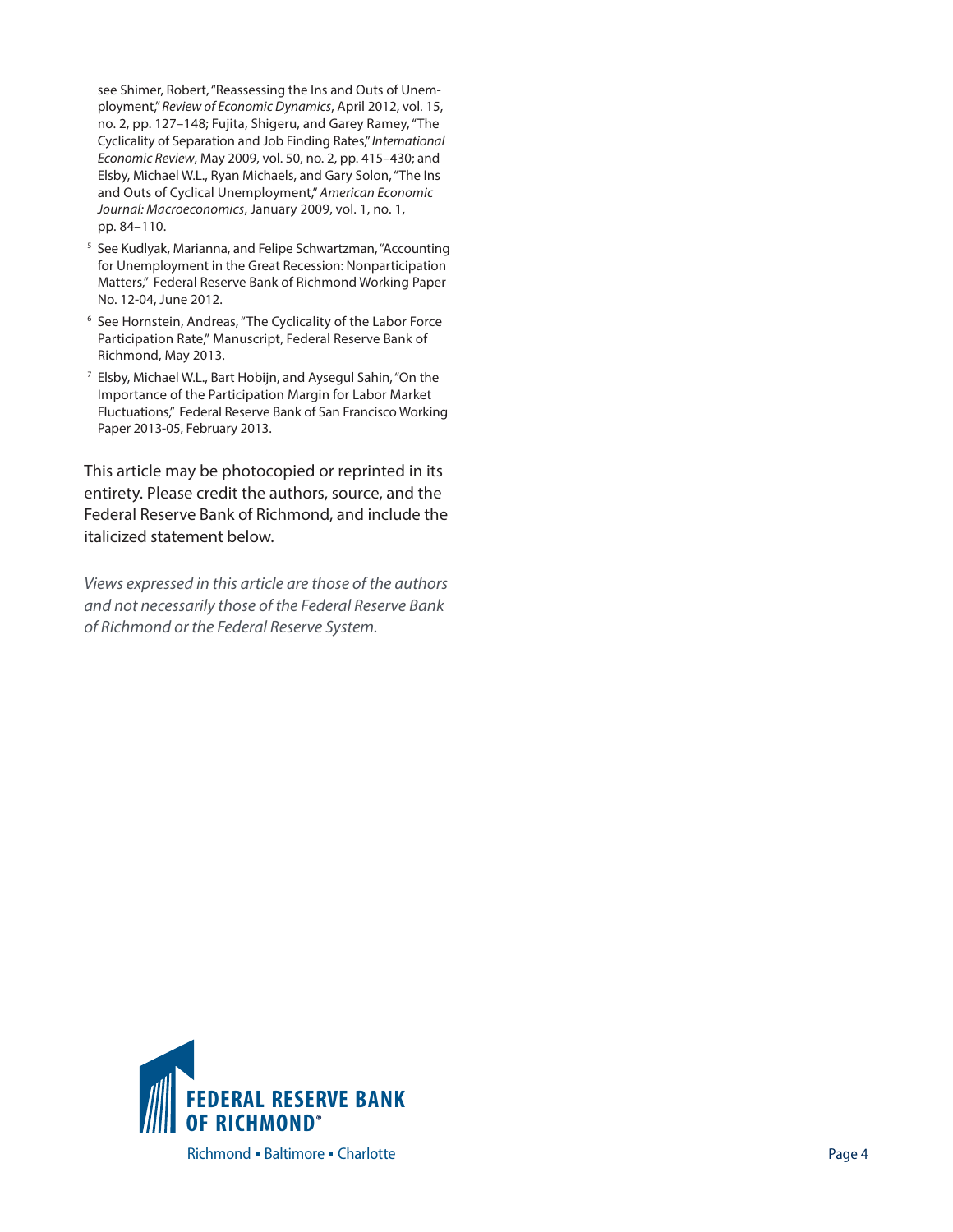see Shimer, Robert, "Reassessing the Ins and Outs of Unemployment," *Review of Economic Dynamics*, April 2012, vol. 15, no. 2, pp. 127–148; Fujita, Shigeru, and Garey Ramey, "The Cyclicality of Separation and Job Finding Rates," *International Economic Review*, May 2009, vol. 50, no. 2, pp. 415–430; and Elsby, Michael W.L., Ryan Michaels, and Gary Solon, "The Ins and Outs of Cyclical Unemployment," *American Economic Journal: Macroeconomics*, January 2009, vol. 1, no. 1, pp. 84–110.

[5] See Kudlyak, Marianna, and Felipe Schwartzman, "Accounting for Unemployment in the Great Recession: Nonparticipation Matters," Federal Reserve Bank of Richmond Working Paper No. 12-04, June 2012.

[6] See Hornstein, Andreas, "The Cyclicality of the Labor Force Participation Rate," Manuscript, Federal Reserve Bank of Richmond, May 2013.

[7] Elsby, Michael W.L., Bart Hobijn, and Aysegul Sahin, "On the Importance of the Participation Margin for Labor Market Fluctuations," Federal Reserve Bank of San Francisco Working Paper 2013-05, February 2013.

This article may be photocopied or reprinted in its entirety. Please credit the authors, source, and the Federal Reserve Bank of Richmond, and include the italicized statement below.

*Views expressed in this article are those of the authors and not necessarily those of the Federal Reserve Bank of Richmond or the Federal Reserve System.*

FEDERAL RESERVE BANK OF RICHMOND®

Richmond ▪ Baltimore ▪ Charlotte